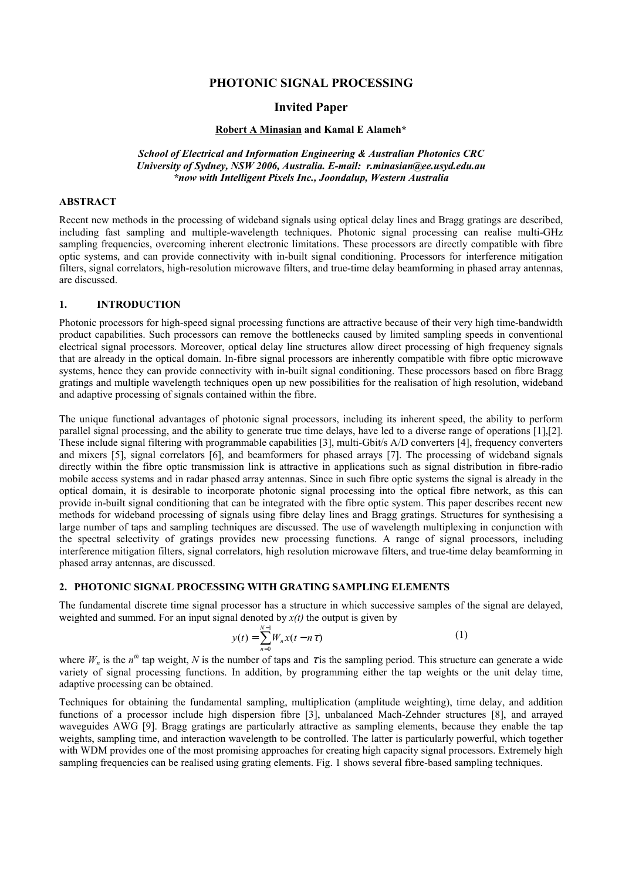# PHOTONIC SIGNAL PROCESSING

## Invited Paper

**Robert A Minasian and Kamal E Alameh***

*School of Electrical and Information Engineering & Australian Photonics CRC*
*University of Sydney, NSW 2006, Australia. E-mail: r.minasian@ee.usyd.edu.au*
**now with Intelligent Pixels Inc., Joondalup, Western Australia*

### ABSTRACT

Recent new methods in the processing of wideband signals using optical delay lines and Bragg gratings are described, including fast sampling and multiple-wavelength techniques. Photonic signal processing can realise multi-GHz sampling frequencies, overcoming inherent electronic limitations. These processors are directly compatible with fibre optic systems, and can provide connectivity with in-built signal conditioning. Processors for interference mitigation filters, signal correlators, high-resolution microwave filters, and true-time delay beamforming in phased array antennas, are discussed.

### 1. INTRODUCTION

Photonic processors for high-speed signal processing functions are attractive because of their very high time-bandwidth product capabilities. Such processors can remove the bottlenecks caused by limited sampling speeds in conventional electrical signal processors. Moreover, optical delay line structures allow direct processing of high frequency signals that are already in the optical domain. In-fibre signal processors are inherently compatible with fibre optic microwave systems, hence they can provide connectivity with in-built signal conditioning. These processors based on fibre Bragg gratings and multiple wavelength techniques open up new possibilities for the realisation of high resolution, wideband and adaptive processing of signals contained within the fibre.

The unique functional advantages of photonic signal processors, including its inherent speed, the ability to perform parallel signal processing, and the ability to generate true time delays, have led to a diverse range of operations [1],[2]. These include signal filtering with programmable capabilities [3], multi-Gbit/s A/D converters [4], frequency converters and mixers [5], signal correlators [6], and beamformers for phased arrays [7]. The processing of wideband signals directly within the fibre optic transmission link is attractive in applications such as signal distribution in fibre-radio mobile access systems and in radar phased array antennas. Since in such fibre optic systems the signal is already in the optical domain, it is desirable to incorporate photonic signal processing into the optical fibre network, as this can provide in-built signal conditioning that can be integrated with the fibre optic system. This paper describes recent new methods for wideband processing of signals using fibre delay lines and Bragg gratings. Structures for synthesising a large number of taps and sampling techniques are discussed. The use of wavelength multiplexing in conjunction with the spectral selectivity of gratings provides new processing functions. A range of signal processors, including interference mitigation filters, signal correlators, high resolution microwave filters, and true-time delay beamforming in phased array antennas, are discussed.

### 2. PHOTONIC SIGNAL PROCESSING WITH GRATING SAMPLING ELEMENTS

The fundamental discrete time signal processor has a structure in which successive samples of the signal are delayed, weighted and summed. For an input signal denoted by $x(t)$ the output is given by

$$y(t) = \sum_{n=0}^{N-1} W_n x(t - n\tau) \tag{1}$$

where $W_n$ is the $n^{th}$ tap weight, $N$ is the number of taps and $\tau$ is the sampling period. This structure can generate a wide variety of signal processing functions. In addition, by programming either the tap weights or the unit delay time, adaptive processing can be obtained.

Techniques for obtaining the fundamental sampling, multiplication (amplitude weighting), time delay, and addition functions of a processor include high dispersion fibre [3], unbalanced Mach-Zehnder structures [8], and arrayed waveguides AWG [9]. Bragg gratings are particularly attractive as sampling elements, because they enable the tap weights, sampling time, and interaction wavelength to be controlled. The latter is particularly powerful, which together with WDM provides one of the most promising approaches for creating high capacity signal processors. Extremely high sampling frequencies can be realised using grating elements. Fig. 1 shows several fibre-based sampling techniques.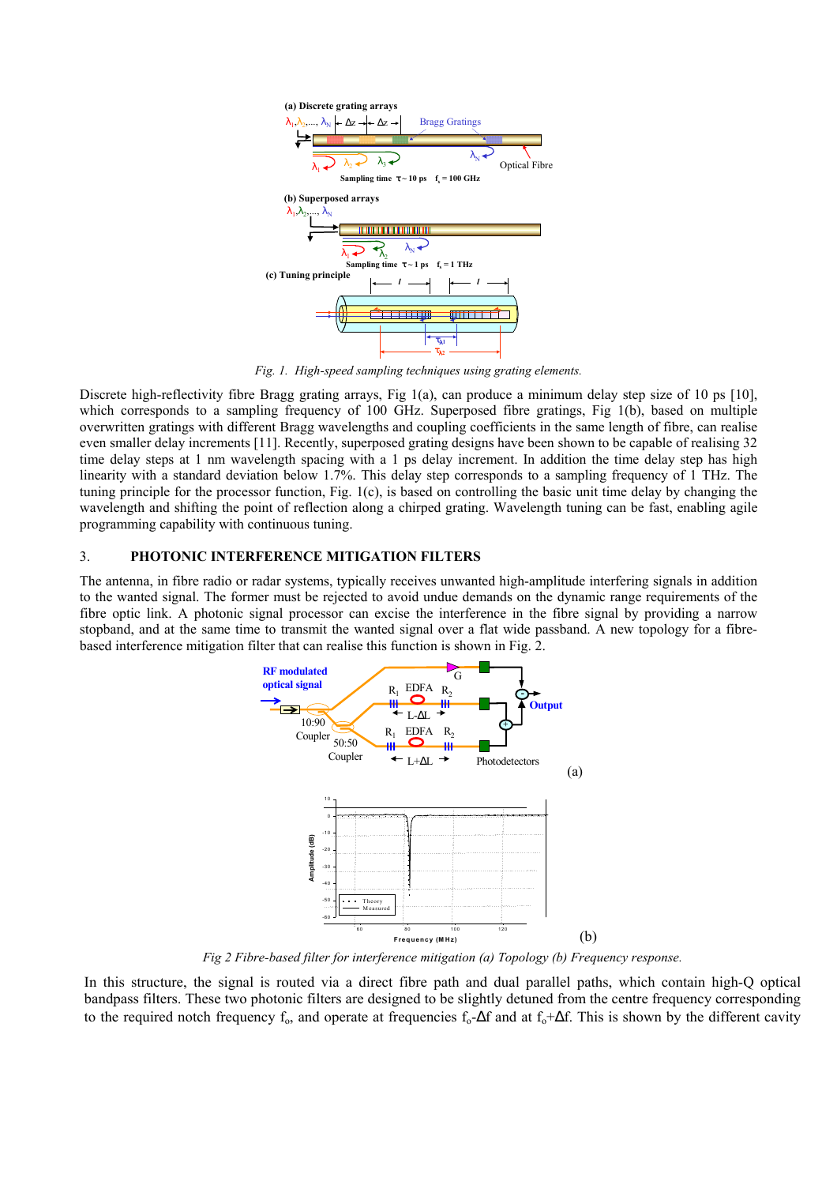*Fig. 1. High-speed sampling techniques using grating elements.*

Discrete high-reflectivity fibre Bragg grating arrays, Fig 1(a), can produce a minimum delay step size of 10 ps [10], which corresponds to a sampling frequency of 100 GHz. Superposed fibre gratings, Fig 1(b), based on multiple overwritten gratings with different Bragg wavelengths and coupling coefficients in the same length of fibre, can realise even smaller delay increments [11]. Recently, superposed grating designs have been shown to be capable of realising 32 time delay steps at 1 nm wavelength spacing with a 1 ps delay increment. In addition the time delay step has high linearity with a standard deviation below 1.7%. This delay step corresponds to a sampling frequency of 1 THz. The tuning principle for the processor function, Fig. 1(c), is based on controlling the basic unit time delay by changing the wavelength and shifting the point of reflection along a chirped grating. Wavelength tuning can be fast, enabling agile programming capability with continuous tuning.

## 3. PHOTONIC INTERFERENCE MITIGATION FILTERS

The antenna, in fibre radio or radar systems, typically receives unwanted high-amplitude interfering signals in addition to the wanted signal. The former must be rejected to avoid undue demands on the dynamic range requirements of the fibre optic link. A photonic signal processor can excise the interference in the fibre signal by providing a narrow stopband, and at the same time to transmit the wanted signal over a flat wide passband. A new topology for a fibre-based interference mitigation filter that can realise this function is shown in Fig. 2.

*Fig 2 Fibre-based filter for interference mitigation (a) Topology (b) Frequency response.*

In this structure, the signal is routed via a direct fibre path and dual parallel paths, which contain high-Q optical bandpass filters. These two photonic filters are designed to be slightly detuned from the centre frequency corresponding to the required notch frequency $f_o$, and operate at frequencies $f_o$-$\Delta f$ and at $f_o$+$\Delta f$. This is shown by the different cavity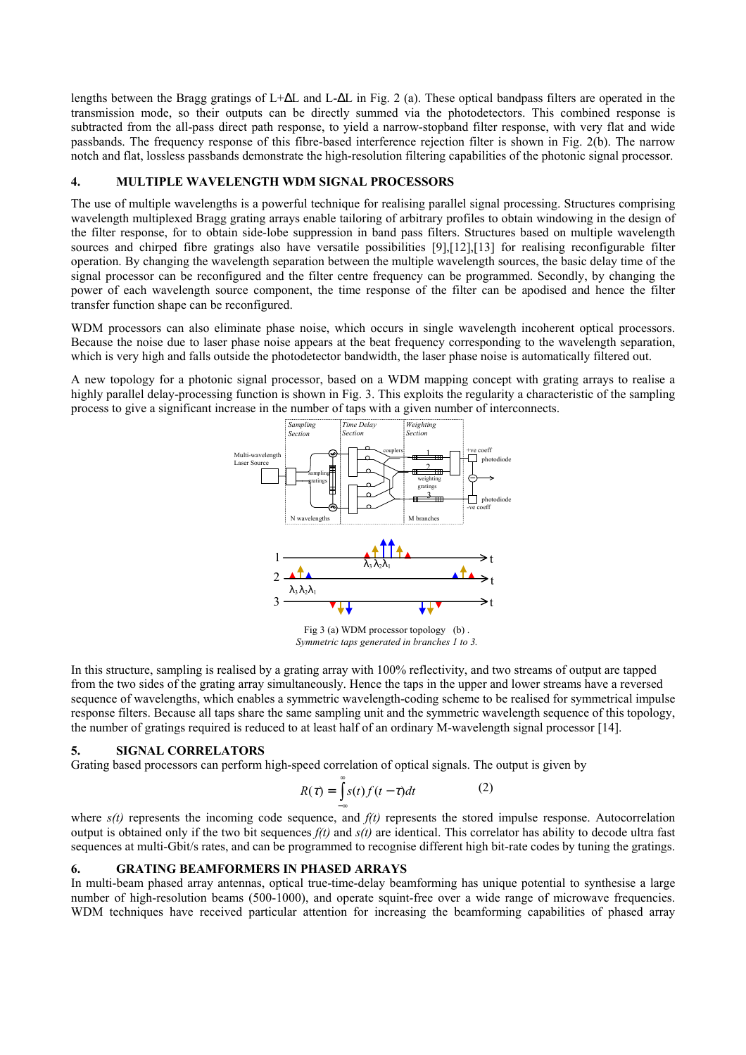lengths between the Bragg gratings of L+ΔL and L-ΔL in Fig. 2 (a). These optical bandpass filters are operated in the transmission mode, so their outputs can be directly summed via the photodetectors. This combined response is subtracted from the all-pass direct path response, to yield a narrow-stopband filter response, with very flat and wide passbands. The frequency response of this fibre-based interference rejection filter is shown in Fig. 2(b). The narrow notch and flat, lossless passbands demonstrate the high-resolution filtering capabilities of the photonic signal processor.

## 4. MULTIPLE WAVELENGTH WDM SIGNAL PROCESSORS

The use of multiple wavelengths is a powerful technique for realising parallel signal processing. Structures comprising wavelength multiplexed Bragg grating arrays enable tailoring of arbitrary profiles to obtain windowing in the design of the filter response, for to obtain side-lobe suppression in band pass filters. Structures based on multiple wavelength sources and chirped fibre gratings also have versatile possibilities [9],[12],[13] for realising reconfigurable filter operation. By changing the wavelength separation between the multiple wavelength sources, the basic delay time of the signal processor can be reconfigured and the filter centre frequency can be programmed. Secondly, by changing the power of each wavelength source component, the time response of the filter can be apodised and hence the filter transfer function shape can be reconfigured.

WDM processors can also eliminate phase noise, which occurs in single wavelength incoherent optical processors. Because the noise due to laser phase noise appears at the beat frequency corresponding to the wavelength separation, which is very high and falls outside the photodetector bandwidth, the laser phase noise is automatically filtered out.

A new topology for a photonic signal processor, based on a WDM mapping concept with grating arrays to realise a highly parallel delay-processing function is shown in Fig. 3. This exploits the regularity a characteristic of the sampling process to give a significant increase in the number of taps with a given number of interconnects.

Fig 3 (a) WDM processor topology (b) . *Symmetric taps generated in branches 1 to 3.*

In this structure, sampling is realised by a grating array with 100% reflectivity, and two streams of output are tapped from the two sides of the grating array simultaneously. Hence the taps in the upper and lower streams have a reversed sequence of wavelengths, which enables a symmetric wavelength-coding scheme to be realised for symmetrical impulse response filters. Because all taps share the same sampling unit and the symmetric wavelength sequence of this topology, the number of gratings required is reduced to at least half of an ordinary M-wavelength signal processor [14].

## 5. SIGNAL CORRELATORS

Grating based processors can perform high-speed correlation of optical signals. The output is given by

$$R(\tau) = \int_{-\infty}^{\infty} s(t)\, f(t-\tau)\, dt \qquad (2)$$

where *s(t)* represents the incoming code sequence, and *f(t)* represents the stored impulse response. Autocorrelation output is obtained only if the two bit sequences *f(t)* and *s(t)* are identical. This correlator has ability to decode ultra fast sequences at multi-Gbit/s rates, and can be programmed to recognise different high bit-rate codes by tuning the gratings.

## 6. GRATING BEAMFORMERS IN PHASED ARRAYS

In multi-beam phased array antennas, optical true-time-delay beamforming has unique potential to synthesise a large number of high-resolution beams (500-1000), and operate squint-free over a wide range of microwave frequencies. WDM techniques have received particular attention for increasing the beamforming capabilities of phased array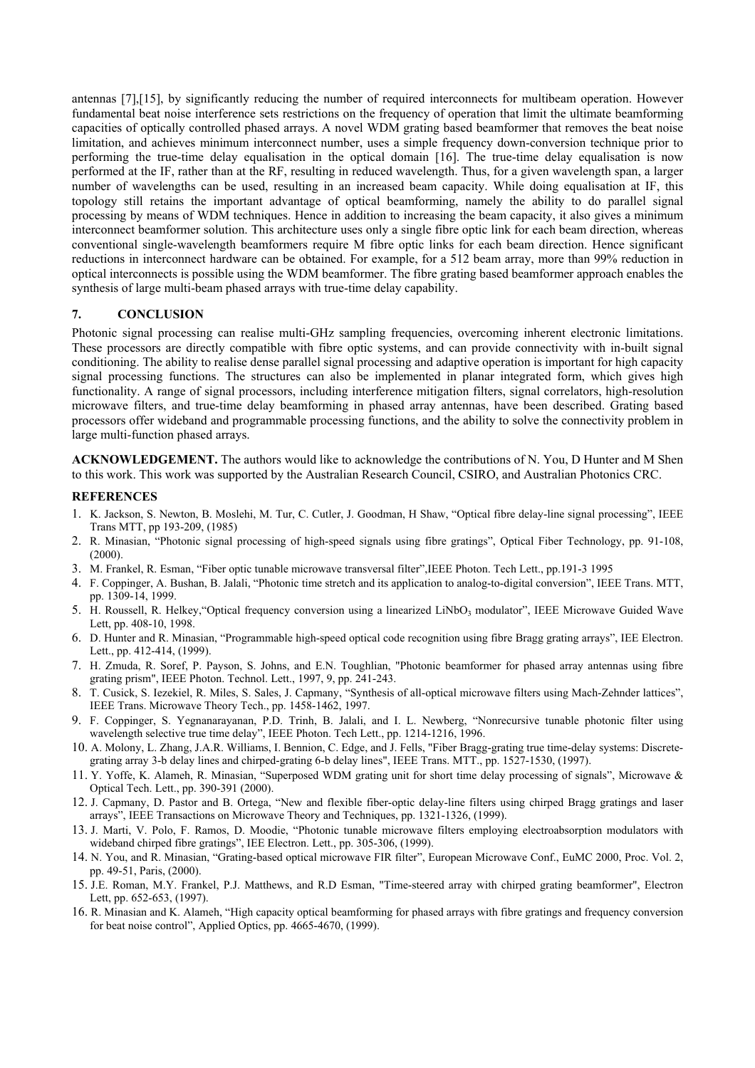antennas [7],[15], by significantly reducing the number of required interconnects for multibeam operation. However fundamental beat noise interference sets restrictions on the frequency of operation that limit the ultimate beamforming capacities of optically controlled phased arrays. A novel WDM grating based beamformer that removes the beat noise limitation, and achieves minimum interconnect number, uses a simple frequency down-conversion technique prior to performing the true-time delay equalisation in the optical domain [16]. The true-time delay equalisation is now performed at the IF, rather than at the RF, resulting in reduced wavelength. Thus, for a given wavelength span, a larger number of wavelengths can be used, resulting in an increased beam capacity. While doing equalisation at IF, this topology still retains the important advantage of optical beamforming, namely the ability to do parallel signal processing by means of WDM techniques. Hence in addition to increasing the beam capacity, it also gives a minimum interconnect beamformer solution. This architecture uses only a single fibre optic link for each beam direction, whereas conventional single-wavelength beamformers require M fibre optic links for each beam direction. Hence significant reductions in interconnect hardware can be obtained. For example, for a 512 beam array, more than 99% reduction in optical interconnects is possible using the WDM beamformer. The fibre grating based beamformer approach enables the synthesis of large multi-beam phased arrays with true-time delay capability.

## 7. CONCLUSION

Photonic signal processing can realise multi-GHz sampling frequencies, overcoming inherent electronic limitations. These processors are directly compatible with fibre optic systems, and can provide connectivity with in-built signal conditioning. The ability to realise dense parallel signal processing and adaptive operation is important for high capacity signal processing functions. The structures can also be implemented in planar integrated form, which gives high functionality. A range of signal processors, including interference mitigation filters, signal correlators, high-resolution microwave filters, and true-time delay beamforming in phased array antennas, have been described. Grating based processors offer wideband and programmable processing functions, and the ability to solve the connectivity problem in large multi-function phased arrays.

**ACKNOWLEDGEMENT.** The authors would like to acknowledge the contributions of N. You, D Hunter and M Shen to this work. This work was supported by the Australian Research Council, CSIRO, and Australian Photonics CRC.

## REFERENCES

1. K. Jackson, S. Newton, B. Moslehi, M. Tur, C. Cutler, J. Goodman, H Shaw, "Optical fibre delay-line signal processing", IEEE Trans MTT, pp 193-209, (1985)
2. R. Minasian, "Photonic signal processing of high-speed signals using fibre gratings", Optical Fiber Technology, pp. 91-108, (2000).
3. M. Frankel, R. Esman, "Fiber optic tunable microwave transversal filter",IEEE Photon. Tech Lett., pp.191-3 1995
4. F. Coppinger, A. Bushan, B. Jalali, "Photonic time stretch and its application to analog-to-digital conversion", IEEE Trans. MTT, pp. 1309-14, 1999.
5. H. Roussell, R. Helkey,"Optical frequency conversion using a linearized $LiNbO_3$ modulator", IEEE Microwave Guided Wave Lett, pp. 408-10, 1998.
6. D. Hunter and R. Minasian, "Programmable high-speed optical code recognition using fibre Bragg grating arrays", IEE Electron. Lett., pp. 412-414, (1999).
7. H. Zmuda, R. Soref, P. Payson, S. Johns, and E.N. Toughlian, "Photonic beamformer for phased array antennas using fibre grating prism", IEEE Photon. Technol. Lett., 1997, 9, pp. 241-243.
8. T. Cusick, S. Iezekiel, R. Miles, S. Sales, J. Capmany, "Synthesis of all-optical microwave filters using Mach-Zehnder lattices", IEEE Trans. Microwave Theory Tech., pp. 1458-1462, 1997.
9. F. Coppinger, S. Yegnanarayanan, P.D. Trinh, B. Jalali, and I. L. Newberg, "Nonrecursive tunable photonic filter using wavelength selective true time delay", IEEE Photon. Tech Lett., pp. 1214-1216, 1996.
10. A. Molony, L. Zhang, J.A.R. Williams, I. Bennion, C. Edge, and J. Fells, "Fiber Bragg-grating true time-delay systems: Discrete-grating array 3-b delay lines and chirped-grating 6-b delay lines", IEEE Trans. MTT., pp. 1527-1530, (1997).
11. Y. Yoffe, K. Alameh, R. Minasian, "Superposed WDM grating unit for short time delay processing of signals", Microwave & Optical Tech. Lett., pp. 390-391 (2000).
12. J. Capmany, D. Pastor and B. Ortega, "New and flexible fiber-optic delay-line filters using chirped Bragg gratings and laser arrays", IEEE Transactions on Microwave Theory and Techniques, pp. 1321-1326, (1999).
13. J. Marti, V. Polo, F. Ramos, D. Moodie, "Photonic tunable microwave filters employing electroabsorption modulators with wideband chirped fibre gratings", IEE Electron. Lett., pp. 305-306, (1999).
14. N. You, and R. Minasian, "Grating-based optical microwave FIR filter", European Microwave Conf., EuMC 2000, Proc. Vol. 2, pp. 49-51, Paris, (2000).
15. J.E. Roman, M.Y. Frankel, P.J. Matthews, and R.D Esman, "Time-steered array with chirped grating beamformer", Electron Lett, pp. 652-653, (1997).
16. R. Minasian and K. Alameh, "High capacity optical beamforming for phased arrays with fibre gratings and frequency conversion for beat noise control", Applied Optics, pp. 4665-4670, (1999).